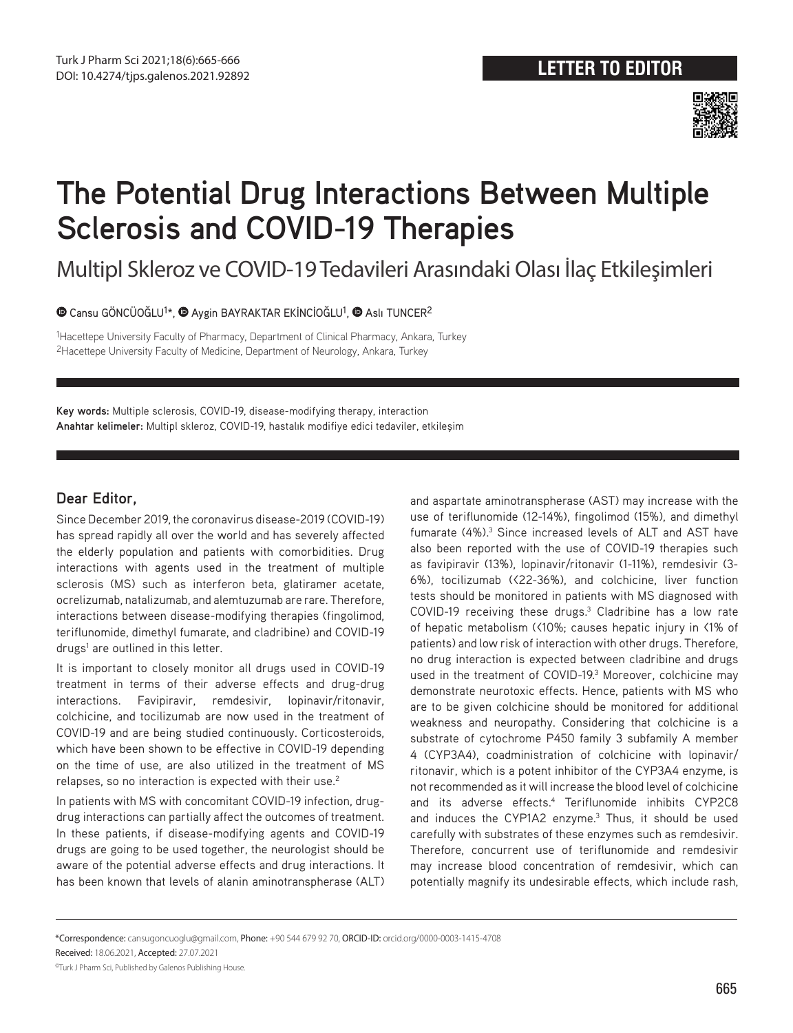LETTER TO EDITOR

# The Potential Drug Interactions Between Multiple Sclerosis and COVID-19 Therapies

## Multipl Skleroz ve COVID-19 Tedavileri Arasındaki Olası İlaç Etkileşimleri

Cansu GÖNCÜOĞLU[1]*, Aygin BAYRAKTAR EKİNCİOĞLU[1], Aslı TUNCER[2]

[1]Hacettepe University Faculty of Pharmacy, Department of Clinical Pharmacy, Ankara, Turkey
[2]Hacettepe University Faculty of Medicine, Department of Neurology, Ankara, Turkey

**Key words:** Multiple sclerosis, COVID-19, disease-modifying therapy, interaction
**Anahtar kelimeler:** Multipl skleroz, COVID-19, hastalık modifiye edici tedaviler, etkileşim

### Dear Editor,

Since December 2019, the coronavirus disease-2019 (COVID-19) has spread rapidly all over the world and has severely affected the elderly population and patients with comorbidities. Drug interactions with agents used in the treatment of multiple sclerosis (MS) such as interferon beta, glatiramer acetate, ocrelizumab, natalizumab, and alemtuzumab are rare. Therefore, interactions between disease-modifying therapies (fingolimod, teriflunomide, dimethyl fumarate, and cladribine) and COVID-19 drugs[1] are outlined in this letter.

It is important to closely monitor all drugs used in COVID-19 treatment in terms of their adverse effects and drug-drug interactions. Favipiravir, remdesivir, lopinavir/ritonavir, colchicine, and tocilizumab are now used in the treatment of COVID-19 and are being studied continuously. Corticosteroids, which have been shown to be effective in COVID-19 depending on the time of use, are also utilized in the treatment of MS relapses, so no interaction is expected with their use.[2]

In patients with MS with concomitant COVID-19 infection, drug-drug interactions can partially affect the outcomes of treatment. In these patients, if disease-modifying agents and COVID-19 drugs are going to be used together, the neurologist should be aware of the potential adverse effects and drug interactions. It has been known that levels of alanin aminotranspherase (ALT) and aspartate aminotranspherase (AST) may increase with the use of teriflunomide (12-14%), fingolimod (15%), and dimethyl fumarate (4%).[3] Since increased levels of ALT and AST have also been reported with the use of COVID-19 therapies such as favipiravir (13%), lopinavir/ritonavir (1-11%), remdesivir (3-6%), tocilizumab (<22-36%), and colchicine, liver function tests should be monitored in patients with MS diagnosed with COVID-19 receiving these drugs.[3] Cladribine has a low rate of hepatic metabolism (<10%; causes hepatic injury in <1% of patients) and low risk of interaction with other drugs. Therefore, no drug interaction is expected between cladribine and drugs used in the treatment of COVID-19.[3] Moreover, colchicine may demonstrate neurotoxic effects. Hence, patients with MS who are to be given colchicine should be monitored for additional weakness and neuropathy. Considering that colchicine is a substrate of cytochrome P450 family 3 subfamily A member 4 (CYP3A4), coadministration of colchicine with lopinavir/ritonavir, which is a potent inhibitor of the CYP3A4 enzyme, is not recommended as it will increase the blood level of colchicine and its adverse effects.[4] Teriflunomide inhibits CYP2C8 and induces the CYP1A2 enzyme.[3] Thus, it should be used carefully with substrates of these enzymes such as remdesivir. Therefore, concurrent use of teriflunomide and remdesivir may increase blood concentration of remdesivir, which can potentially magnify its undesirable effects, which include rash,

*Correspondence: cansugoncuoglu@gmail.com, Phone: +90 544 679 92 70, ORCID-ID: orcid.org/0000-0003-1415-4708
Received: 18.06.2021, Accepted: 27.07.2021
©Turk J Pharm Sci, Published by Galenos Publishing House.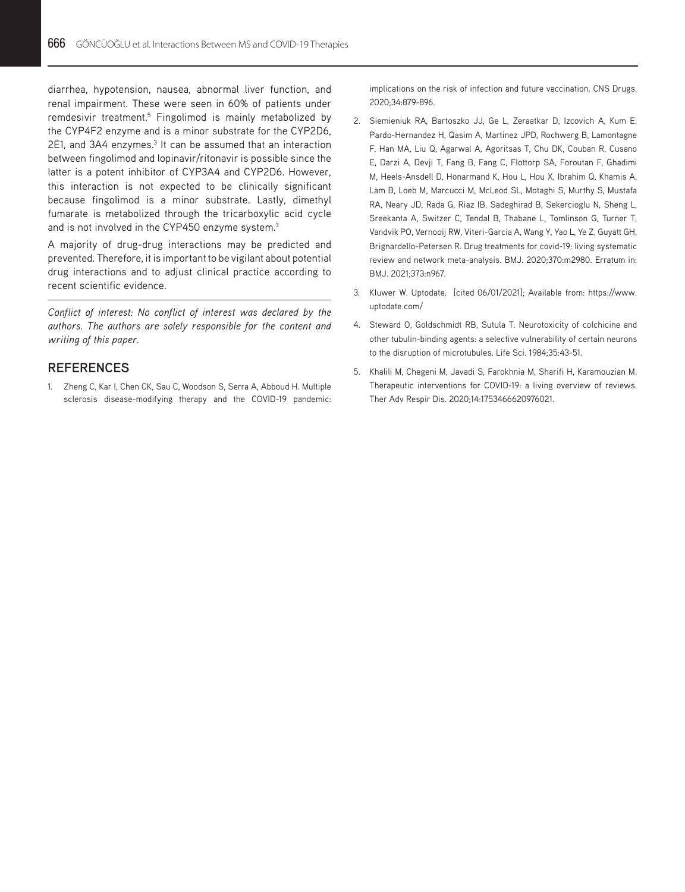diarrhea, hypotension, nausea, abnormal liver function, and renal impairment. These were seen in 60% of patients under remdesivir treatment.[5] Fingolimod is mainly metabolized by the CYP4F2 enzyme and is a minor substrate for the CYP2D6, 2E1, and 3A4 enzymes.[3] It can be assumed that an interaction between fingolimod and lopinavir/ritonavir is possible since the latter is a potent inhibitor of CYP3A4 and CYP2D6. However, this interaction is not expected to be clinically significant because fingolimod is a minor substrate. Lastly, dimethyl fumarate is metabolized through the tricarboxylic acid cycle and is not involved in the CYP450 enzyme system.[3]

A majority of drug-drug interactions may be predicted and prevented. Therefore, it is important to be vigilant about potential drug interactions and to adjust clinical practice according to recent scientific evidence.

*Conflict of interest: No conflict of interest was declared by the authors. The authors are solely responsible for the content and writing of this paper.*

## REFERENCES

1. Zheng C, Kar I, Chen CK, Sau C, Woodson S, Serra A, Abboud H. Multiple sclerosis disease-modifying therapy and the COVID-19 pandemic: implications on the risk of infection and future vaccination. CNS Drugs. 2020;34:879-896.
2. Siemieniuk RA, Bartoszko JJ, Ge L, Zeraatkar D, Izcovich A, Kum E, Pardo-Hernandez H, Qasim A, Martinez JPD, Rochwerg B, Lamontagne F, Han MA, Liu Q, Agarwal A, Agoritsas T, Chu DK, Couban R, Cusano E, Darzi A, Devji T, Fang B, Fang C, Flottorp SA, Foroutan F, Ghadimi M, Heels-Ansdell D, Honarmand K, Hou L, Hou X, Ibrahim Q, Khamis A, Lam B, Loeb M, Marcucci M, McLeod SL, Motaghi S, Murthy S, Mustafa RA, Neary JD, Rada G, Riaz IB, Sadeghirad B, Sekercioglu N, Sheng L, Sreekanta A, Switzer C, Tendal B, Thabane L, Tomlinson G, Turner T, Vandvik PO, Vernooij RW, Viteri-García A, Wang Y, Yao L, Ye Z, Guyatt GH, Brignardello-Petersen R. Drug treatments for covid-19: living systematic review and network meta-analysis. BMJ. 2020;370:m2980. Erratum in: BMJ. 2021;373:n967.
3. Kluwer W. Uptodate. [cited 06/01/2021]; Available from: https://www.uptodate.com/
4. Steward O, Goldschmidt RB, Sutula T. Neurotoxicity of colchicine and other tubulin-binding agents: a selective vulnerability of certain neurons to the disruption of microtubules. Life Sci. 1984;35:43-51.
5. Khalili M, Chegeni M, Javadi S, Farokhnia M, Sharifi H, Karamouzian M. Therapeutic interventions for COVID-19: a living overview of reviews. Ther Adv Respir Dis. 2020;14:1753466620976021.